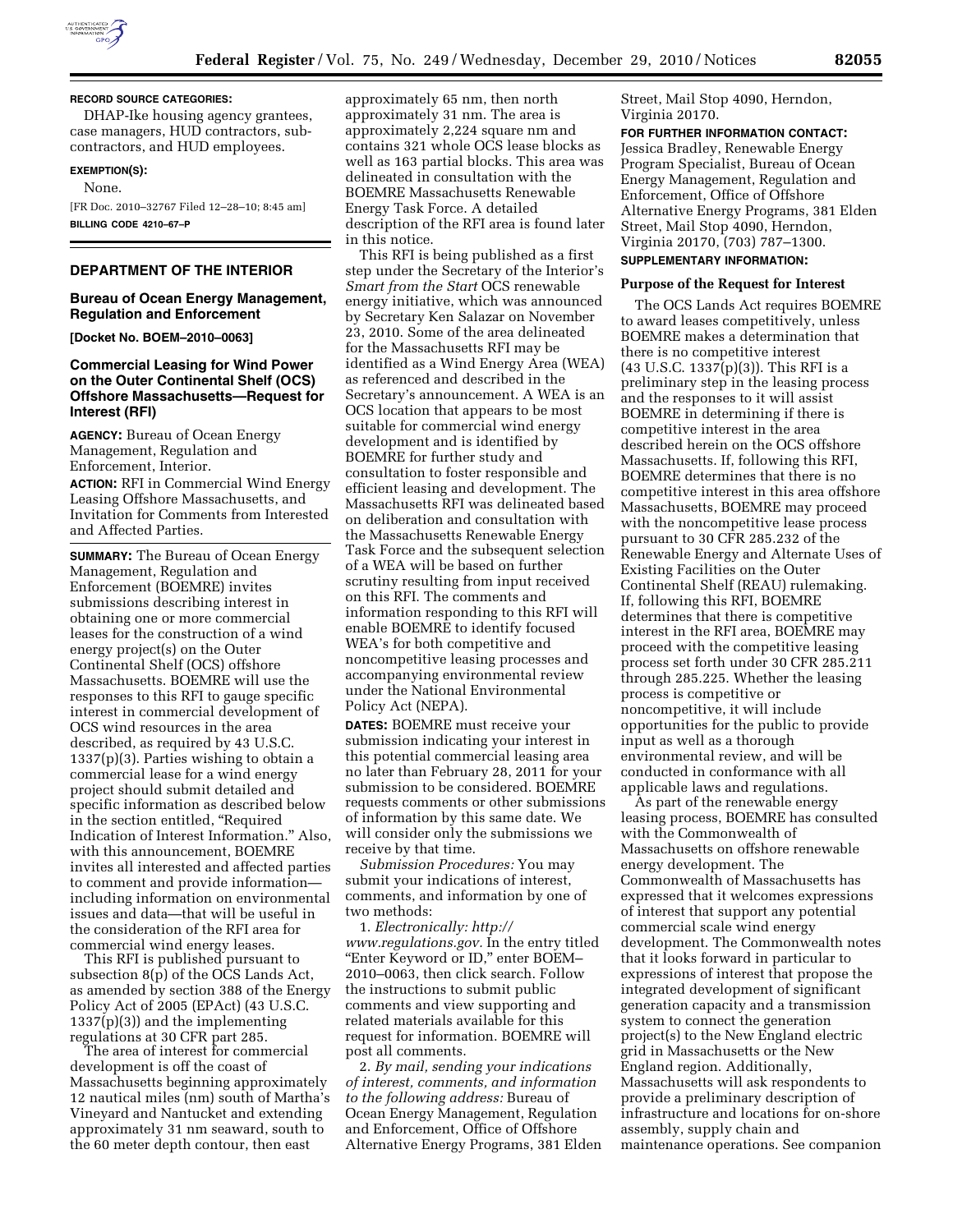**RECORD SOURCE CATEGORIES:**

DHAP-Ike housing agency grantees, case managers, HUD contractors, sub-contractors, and HUD employees.

**EXEMPTION(S):**

None.

[FR Doc. 2010–32767 Filed 12–28–10; 8:45 am]

**BILLING CODE 4210–67–P**

## DEPARTMENT OF THE INTERIOR

### Bureau of Ocean Energy Management, Regulation and Enforcement

**[Docket No. BOEM–2010–0063]**

### Commercial Leasing for Wind Power on the Outer Continental Shelf (OCS) Offshore Massachusetts—Request for Interest (RFI)

**AGENCY:** Bureau of Ocean Energy Management, Regulation and Enforcement, Interior.

**ACTION:** RFI in Commercial Wind Energy Leasing Offshore Massachusetts, and Invitation for Comments from Interested and Affected Parties.

**SUMMARY:** The Bureau of Ocean Energy Management, Regulation and Enforcement (BOEMRE) invites submissions describing interest in obtaining one or more commercial leases for the construction of a wind energy project(s) on the Outer Continental Shelf (OCS) offshore Massachusetts. BOEMRE will use the responses to this RFI to gauge specific interest in commercial development of OCS wind resources in the area described, as required by 43 U.S.C. 1337(p)(3). Parties wishing to obtain a commercial lease for a wind energy project should submit detailed and specific information as described below in the section entitled, "Required Indication of Interest Information." Also, with this announcement, BOEMRE invites all interested and affected parties to comment and provide information—including information on environmental issues and data—that will be useful in the consideration of the RFI area for commercial wind energy leases.

This RFI is published pursuant to subsection 8(p) of the OCS Lands Act, as amended by section 388 of the Energy Policy Act of 2005 (EPAct) (43 U.S.C. 1337(p)(3)) and the implementing regulations at 30 CFR part 285.

The area of interest for commercial development is off the coast of Massachusetts beginning approximately 12 nautical miles (nm) south of Martha's Vineyard and Nantucket and extending approximately 31 nm seaward, south to the 60 meter depth contour, then east approximately 65 nm, then north approximately 31 nm. The area is approximately 2,224 square nm and contains 321 whole OCS lease blocks as well as 163 partial blocks. This area was delineated in consultation with the BOEMRE Massachusetts Renewable Energy Task Force. A detailed description of the RFI area is found later in this notice.

This RFI is being published as a first step under the Secretary of the Interior's *Smart from the Start* OCS renewable energy initiative, which was announced by Secretary Ken Salazar on November 23, 2010. Some of the area delineated for the Massachusetts RFI may be identified as a Wind Energy Area (WEA) as referenced and described in the Secretary's announcement. A WEA is an OCS location that appears to be most suitable for commercial wind energy development and is identified by BOEMRE for further study and consultation to foster responsible and efficient leasing and development. The Massachusetts RFI was delineated based on deliberation and consultation with the Massachusetts Renewable Energy Task Force and the subsequent selection of a WEA will be based on further scrutiny resulting from input received on this RFI. The comments and information responding to this RFI will enable BOEMRE to identify focused WEA's for both competitive and noncompetitive leasing processes and accompanying environmental review under the National Environmental Policy Act (NEPA).

**DATES:** BOEMRE must receive your submission indicating your interest in this potential commercial leasing area no later than February 28, 2011 for your submission to be considered. BOEMRE requests comments or other submissions of information by this same date. We will consider only the submissions we receive by that time.

*Submission Procedures:* You may submit your indications of interest, comments, and information by one of two methods:

1. *Electronically: http://www.regulations.gov.* In the entry titled "Enter Keyword or ID," enter BOEM–2010–0063, then click search. Follow the instructions to submit public comments and view supporting and related materials available for this request for information. BOEMRE will post all comments.

2. *By mail, sending your indications of interest, comments, and information to the following address:* Bureau of Ocean Energy Management, Regulation and Enforcement, Office of Offshore Alternative Energy Programs, 381 Elden Street, Mail Stop 4090, Herndon, Virginia 20170.

**FOR FURTHER INFORMATION CONTACT:** Jessica Bradley, Renewable Energy Program Specialist, Bureau of Ocean Energy Management, Regulation and Enforcement, Office of Offshore Alternative Energy Programs, 381 Elden Street, Mail Stop 4090, Herndon, Virginia 20170, (703) 787–1300.

**SUPPLEMENTARY INFORMATION:**

#### Purpose of the Request for Interest

The OCS Lands Act requires BOEMRE to award leases competitively, unless BOEMRE makes a determination that there is no competitive interest (43 U.S.C. 1337(p)(3)). This RFI is a preliminary step in the leasing process and the responses to it will assist BOEMRE in determining if there is competitive interest in the area described herein on the OCS offshore Massachusetts. If, following this RFI, BOEMRE determines that there is no competitive interest in this area offshore Massachusetts, BOEMRE may proceed with the noncompetitive lease process pursuant to 30 CFR 285.232 of the Renewable Energy and Alternate Uses of Existing Facilities on the Outer Continental Shelf (REAU) rulemaking. If, following this RFI, BOEMRE determines that there is competitive interest in the RFI area, BOEMRE may proceed with the competitive leasing process set forth under 30 CFR 285.211 through 285.225. Whether the leasing process is competitive or noncompetitive, it will include opportunities for the public to provide input as well as a thorough environmental review, and will be conducted in conformance with all applicable laws and regulations.

As part of the renewable energy leasing process, BOEMRE has consulted with the Commonwealth of Massachusetts on offshore renewable energy development. The Commonwealth of Massachusetts has expressed that it welcomes expressions of interest that support any potential commercial scale wind energy development. The Commonwealth notes that it looks forward in particular to expressions of interest that propose the integrated development of significant generation capacity and a transmission system to connect the generation project(s) to the New England electric grid in Massachusetts or the New England region. Additionally, Massachusetts will ask respondents to provide a preliminary description of infrastructure and locations for on-shore assembly, supply chain and maintenance operations. See companion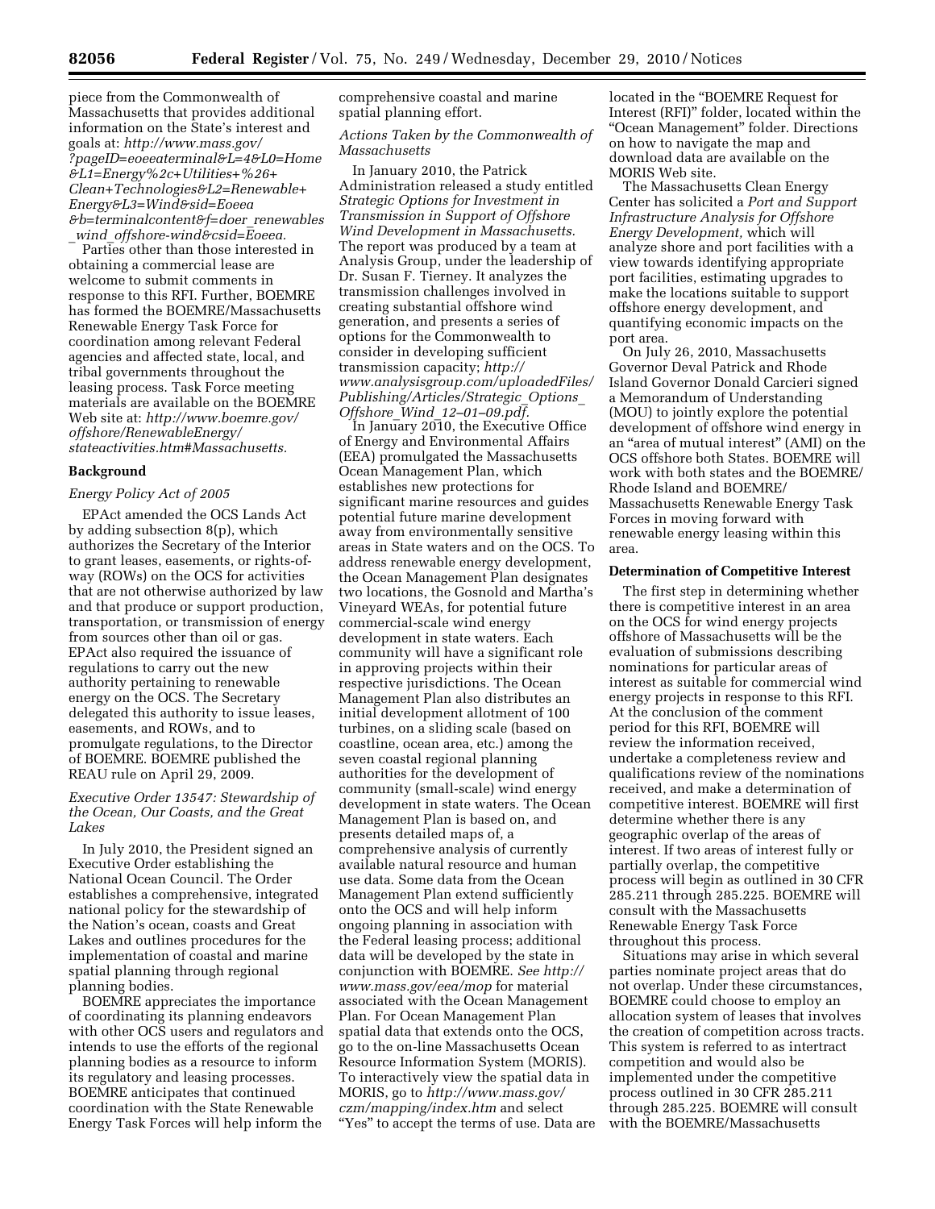piece from the Commonwealth of Massachusetts that provides additional information on the State's interest and goals at: *http://www.mass.gov/?pageID=eoeeaterminal&L=4&L0=Home&L1=Energy%2c+Utilities+%26+Clean+Technologies&L2=Renewable+Energy&L3=Wind&sid=Eoeea&b=terminalcontent&f=doer_renewables_wind_offshore-wind&csid=Eoeea.*

Parties other than those interested in obtaining a commercial lease are welcome to submit comments in response to this RFI. Further, BOEMRE has formed the BOEMRE/Massachusetts Renewable Energy Task Force for coordination among relevant Federal agencies and affected state, local, and tribal governments throughout the leasing process. Task Force meeting materials are available on the BOEMRE Web site at: *http://www.boemre.gov/offshore/RenewableEnergy/stateactivities.htm#Massachusetts.*

## Background

### *Energy Policy Act of 2005*

EPAct amended the OCS Lands Act by adding subsection 8(p), which authorizes the Secretary of the Interior to grant leases, easements, or rights-of-way (ROWs) on the OCS for activities that are not otherwise authorized by law and that produce or support production, transportation, or transmission of energy from sources other than oil or gas. EPAct also required the issuance of regulations to carry out the new authority pertaining to renewable energy on the OCS. The Secretary delegated this authority to issue leases, easements, and ROWs, and to promulgate regulations, to the Director of BOEMRE. BOEMRE published the REAU rule on April 29, 2009.

### *Executive Order 13547: Stewardship of the Ocean, Our Coasts, and the Great Lakes*

In July 2010, the President signed an Executive Order establishing the National Ocean Council. The Order establishes a comprehensive, integrated national policy for the stewardship of the Nation's ocean, coasts and Great Lakes and outlines procedures for the implementation of coastal and marine spatial planning through regional planning bodies.

BOEMRE appreciates the importance of coordinating its planning endeavors with other OCS users and regulators and intends to use the efforts of the regional planning bodies as a resource to inform its regulatory and leasing processes. BOEMRE anticipates that continued coordination with the State Renewable Energy Task Forces will help inform the comprehensive coastal and marine spatial planning effort.

### *Actions Taken by the Commonwealth of Massachusetts*

In January 2010, the Patrick Administration released a study entitled *Strategic Options for Investment in Transmission in Support of Offshore Wind Development in Massachusetts.* The report was produced by a team at Analysis Group, under the leadership of Dr. Susan F. Tierney. It analyzes the transmission challenges involved in creating substantial offshore wind generation, and presents a series of options for the Commonwealth to consider in developing sufficient transmission capacity; *http://www.analysisgroup.com/uploadedFiles/Publishing/Articles/Strategic_Options_Offshore_Wind_12–01–09.pdf.*

In January 2010, the Executive Office of Energy and Environmental Affairs (EEA) promulgated the Massachusetts Ocean Management Plan, which establishes new protections for significant marine resources and guides potential future marine development away from environmentally sensitive areas in State waters and on the OCS. To address renewable energy development, the Ocean Management Plan designates two locations, the Gosnold and Martha's Vineyard WEAs, for potential future commercial-scale wind energy development in state waters. Each community will have a significant role in approving projects within their respective jurisdictions. The Ocean Management Plan also distributes an initial development allotment of 100 turbines, on a sliding scale (based on coastline, ocean area, etc.) among the seven coastal regional planning authorities for the development of community (small-scale) wind energy development in state waters. The Ocean Management Plan is based on, and presents detailed maps of, a comprehensive analysis of currently available natural resource and human use data. Some data from the Ocean Management Plan extend sufficiently onto the OCS and will help inform ongoing planning in association with the Federal leasing process; additional data will be developed by the state in conjunction with BOEMRE. *See http://www.mass.gov/eea/mop* for material associated with the Ocean Management Plan. For Ocean Management Plan spatial data that extends onto the OCS, go to the on-line Massachusetts Ocean Resource Information System (MORIS). To interactively view the spatial data in MORIS, go to *http://www.mass.gov/czm/mapping/index.htm* and select "Yes" to accept the terms of use. Data are located in the "BOEMRE Request for Interest (RFI)" folder, located within the "Ocean Management" folder. Directions on how to navigate the map and download data are available on the MORIS Web site.

The Massachusetts Clean Energy Center has solicited a *Port and Support Infrastructure Analysis for Offshore Energy Development,* which will analyze shore and port facilities with a view towards identifying appropriate port facilities, estimating upgrades to make the locations suitable to support offshore energy development, and quantifying economic impacts on the port area.

On July 26, 2010, Massachusetts Governor Deval Patrick and Rhode Island Governor Donald Carcieri signed a Memorandum of Understanding (MOU) to jointly explore the potential development of offshore wind energy in an "area of mutual interest" (AMI) on the OCS offshore both States. BOEMRE will work with both states and the BOEMRE/Rhode Island and BOEMRE/Massachusetts Renewable Energy Task Forces in moving forward with renewable energy leasing within this area.

## Determination of Competitive Interest

The first step in determining whether there is competitive interest in an area on the OCS for wind energy projects offshore of Massachusetts will be the evaluation of submissions describing nominations for particular areas of interest as suitable for commercial wind energy projects in response to this RFI. At the conclusion of the comment period for this RFI, BOEMRE will review the information received, undertake a completeness review and qualifications review of the nominations received, and make a determination of competitive interest. BOEMRE will first determine whether there is any geographic overlap of the areas of interest. If two areas of interest fully or partially overlap, the competitive process will begin as outlined in 30 CFR 285.211 through 285.225. BOEMRE will consult with the Massachusetts Renewable Energy Task Force throughout this process.

Situations may arise in which several parties nominate project areas that do not overlap. Under these circumstances, BOEMRE could choose to employ an allocation system of leases that involves the creation of competition across tracts. This system is referred to as intertract competition and would also be implemented under the competitive process outlined in 30 CFR 285.211 through 285.225. BOEMRE will consult with the BOEMRE/Massachusetts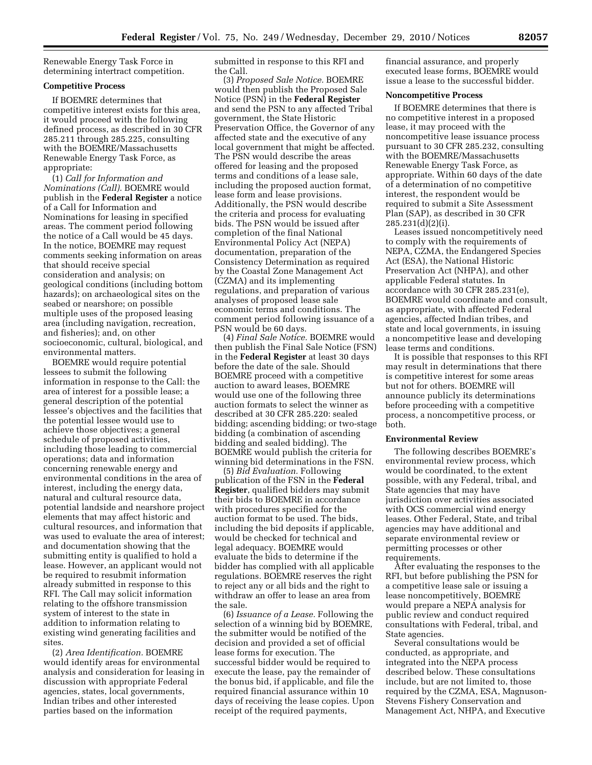Renewable Energy Task Force in determining intertract competition.

**Competitive Process**

If BOEMRE determines that competitive interest exists for this area, it would proceed with the following defined process, as described in 30 CFR 285.211 through 285.225, consulting with the BOEMRE/Massachusetts Renewable Energy Task Force, as appropriate:

(1) *Call for Information and Nominations (Call).* BOEMRE would publish in the **Federal Register** a notice of a Call for Information and Nominations for leasing in specified areas. The comment period following the notice of a Call would be 45 days. In the notice, BOEMRE may request comments seeking information on areas that should receive special consideration and analysis; on geological conditions (including bottom hazards); on archaeological sites on the seabed or nearshore; on possible multiple uses of the proposed leasing area (including navigation, recreation, and fisheries); and, on other socioeconomic, cultural, biological, and environmental matters.

BOEMRE would require potential lessees to submit the following information in response to the Call: the area of interest for a possible lease; a general description of the potential lessee's objectives and the facilities that the potential lessee would use to achieve those objectives; a general schedule of proposed activities, including those leading to commercial operations; data and information concerning renewable energy and environmental conditions in the area of interest, including the energy data, natural and cultural resource data, potential landside and nearshore project elements that may affect historic and cultural resources, and information that was used to evaluate the area of interest; and documentation showing that the submitting entity is qualified to hold a lease. However, an applicant would not be required to resubmit information already submitted in response to this RFI. The Call may solicit information relating to the offshore transmission system of interest to the state in addition to information relating to existing wind generating facilities and sites.

(2) *Area Identification.* BOEMRE would identify areas for environmental analysis and consideration for leasing in discussion with appropriate Federal agencies, states, local governments, Indian tribes and other interested parties based on the information submitted in response to this RFI and the Call.

(3) *Proposed Sale Notice.* BOEMRE would then publish the Proposed Sale Notice (PSN) in the **Federal Register** and send the PSN to any affected Tribal government, the State Historic Preservation Office, the Governor of any affected state and the executive of any local government that might be affected. The PSN would describe the areas offered for leasing and the proposed terms and conditions of a lease sale, including the proposed auction format, lease form and lease provisions. Additionally, the PSN would describe the criteria and process for evaluating bids. The PSN would be issued after completion of the final National Environmental Policy Act (NEPA) documentation, preparation of the Consistency Determination as required by the Coastal Zone Management Act (CZMA) and its implementing regulations, and preparation of various analyses of proposed lease sale economic terms and conditions. The comment period following issuance of a PSN would be 60 days.

(4) *Final Sale Notice.* BOEMRE would then publish the Final Sale Notice (FSN) in the **Federal Register** at least 30 days before the date of the sale. Should BOEMRE proceed with a competitive auction to award leases, BOEMRE would use one of the following three auction formats to select the winner as described at 30 CFR 285.220: sealed bidding; ascending bidding; or two-stage bidding (a combination of ascending bidding and sealed bidding). The BOEMRE would publish the criteria for winning bid determinations in the FSN.

(5) *Bid Evaluation.* Following publication of the FSN in the **Federal Register**, qualified bidders may submit their bids to BOEMRE in accordance with procedures specified for the auction format to be used. The bids, including the bid deposits if applicable, would be checked for technical and legal adequacy. BOEMRE would evaluate the bids to determine if the bidder has complied with all applicable regulations. BOEMRE reserves the right to reject any or all bids and the right to withdraw an offer to lease an area from the sale.

(6) *Issuance of a Lease.* Following the selection of a winning bid by BOEMRE, the submitter would be notified of the decision and provided a set of official lease forms for execution. The successful bidder would be required to execute the lease, pay the remainder of the bonus bid, if applicable, and file the required financial assurance within 10 days of receiving the lease copies. Upon receipt of the required payments, financial assurance, and properly executed lease forms, BOEMRE would issue a lease to the successful bidder.

**Noncompetitive Process**

If BOEMRE determines that there is no competitive interest in a proposed lease, it may proceed with the noncompetitive lease issuance process pursuant to 30 CFR 285.232, consulting with the BOEMRE/Massachusetts Renewable Energy Task Force, as appropriate. Within 60 days of the date of a determination of no competitive interest, the respondent would be required to submit a Site Assessment Plan (SAP), as described in 30 CFR 285.231(d)(2)(i).

Leases issued noncompetitively need to comply with the requirements of NEPA, CZMA, the Endangered Species Act (ESA), the National Historic Preservation Act (NHPA), and other applicable Federal statutes. In accordance with 30 CFR 285.231(e), BOEMRE would coordinate and consult, as appropriate, with affected Federal agencies, affected Indian tribes, and state and local governments, in issuing a noncompetitive lease and developing lease terms and conditions.

It is possible that responses to this RFI may result in determinations that there is competitive interest for some areas but not for others. BOEMRE will announce publicly its determinations before proceeding with a competitive process, a noncompetitive process, or both.

**Environmental Review**

The following describes BOEMRE's environmental review process, which would be coordinated, to the extent possible, with any Federal, tribal, and State agencies that may have jurisdiction over activities associated with OCS commercial wind energy leases. Other Federal, State, and tribal agencies may have additional and separate environmental review or permitting processes or other requirements.

After evaluating the responses to the RFI, but before publishing the PSN for a competitive lease sale or issuing a lease noncompetitively, BOEMRE would prepare a NEPA analysis for public review and conduct required consultations with Federal, tribal, and State agencies.

Several consultations would be conducted, as appropriate, and integrated into the NEPA process described below. These consultations include, but are not limited to, those required by the CZMA, ESA, Magnuson-Stevens Fishery Conservation and Management Act, NHPA, and Executive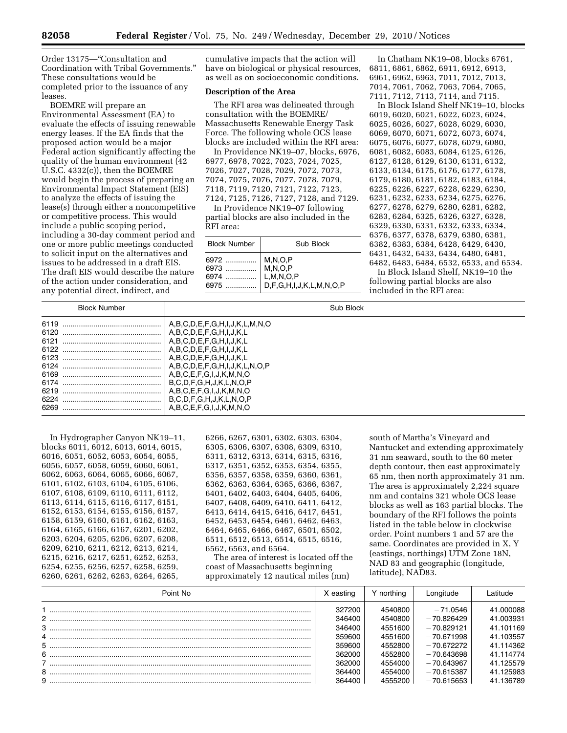Order 13175—"Consultation and Coordination with Tribal Governments." These consultations would be completed prior to the issuance of any leases.

BOEMRE will prepare an Environmental Assessment (EA) to evaluate the effects of issuing renewable energy leases. If the EA finds that the proposed action would be a major Federal action significantly affecting the quality of the human environment (42 U.S.C. 4332(c)), then the BOEMRE would begin the process of preparing an Environmental Impact Statement (EIS) to analyze the effects of issuing the lease(s) through either a noncompetitive or competitive process. This would include a public scoping period, including a 30-day comment period and one or more public meetings conducted to solicit input on the alternatives and issues to be addressed in a draft EIS. The draft EIS would describe the nature of the action under consideration, and any potential direct, indirect, and cumulative impacts that the action will have on biological or physical resources, as well as on socioeconomic conditions.

**Description of the Area**

The RFI area was delineated through consultation with the BOEMRE/Massachusetts Renewable Energy Task Force. The following whole OCS lease blocks are included within the RFI area:

In Providence NK19–07, blocks, 6976, 6977, 6978, 7022, 7023, 7024, 7025, 7026, 7027, 7028, 7029, 7072, 7073, 7074, 7075, 7076, 7077, 7078, 7079, 7118, 7119, 7120, 7121, 7122, 7123, 7124, 7125, 7126, 7127, 7128, and 7129.

In Providence NK19–07 following partial blocks are also included in the RFI area:

| Block Number | Sub Block |
|---|---|
| 6972 | M,N,O,P |
| 6973 | M,N,O,P |
| 6974 | L,M,N,O,P |
| 6975 | D,F,G,H,I,J,K,L,M,N,O,P |

In Chatham NK19–08, blocks 6761, 6811, 6861, 6862, 6911, 6912, 6913, 6961, 6962, 6963, 7011, 7012, 7013, 7014, 7061, 7062, 7063, 7064, 7065, 7111, 7112, 7113, 7114, and 7115.

In Block Island Shelf NK19–10, blocks 6019, 6020, 6021, 6022, 6023, 6024, 6025, 6026, 6027, 6028, 6029, 6030, 6069, 6070, 6071, 6072, 6073, 6074, 6075, 6076, 6077, 6078, 6079, 6080, 6081, 6082, 6083, 6084, 6125, 6126, 6127, 6128, 6129, 6130, 6131, 6132, 6133, 6134, 6175, 6176, 6177, 6178, 6179, 6180, 6181, 6182, 6183, 6184, 6225, 6226, 6227, 6228, 6229, 6230, 6231, 6232, 6233, 6234, 6275, 6276, 6277, 6278, 6279, 6280, 6281, 6282, 6283, 6284, 6325, 6326, 6327, 6328, 6329, 6330, 6331, 6332, 6333, 6334, 6376, 6377, 6378, 6379, 6380, 6381, 6382, 6383, 6384, 6428, 6429, 6430, 6431, 6432, 6433, 6434, 6480, 6481, 6482, 6483, 6484, 6532, 6533, and 6534.

In Block Island Shelf, NK19–10 the following partial blocks are also included in the RFI area:

| Block Number | Sub Block |
|---|---|
| 6119 | A,B,C,D,E,F,G,H,I,J,K,L,M,N,O |
| 6120 | A,B,C,D,E,F,G,H,I,J,K,L |
| 6121 | A,B,C,D,E,F,G,H,I,J,K,L |
| 6122 | A,B,C,D,E,F,G,H,I,J,K,L |
| 6123 | A,B,C,D,E,F,G,H,I,J,K,L |
| 6124 | A,B,C,D,E,F,G,H,I,J,K,L,N,O,P |
| 6169 | A,B,C,E,F,G,I,J,K,M,N,O |
| 6174 | B,C,D,F,G,H,J,K,L,N,O,P |
| 6219 | A,B,C,E,F,G,I,J,K,M,N,O |
| 6224 | B,C,D,F,G,H,J,K,L,N,O,P |
| 6269 | A,B,C,E,F,G,I,J,K,M,N,O |

In Hydrographer Canyon NK19–11, blocks 6011, 6012, 6013, 6014, 6015, 6016, 6051, 6052, 6053, 6054, 6055, 6056, 6057, 6058, 6059, 6060, 6061, 6062, 6063, 6064, 6065, 6066, 6067, 6101, 6102, 6103, 6104, 6105, 6106, 6107, 6108, 6109, 6110, 6111, 6112, 6113, 6114, 6115, 6116, 6117, 6151, 6152, 6153, 6154, 6155, 6156, 6157, 6158, 6159, 6160, 6161, 6162, 6163, 6164, 6165, 6166, 6167, 6201, 6202, 6203, 6204, 6205, 6206, 6207, 6208, 6209, 6210, 6211, 6212, 6213, 6214, 6215, 6216, 6217, 6251, 6252, 6253, 6254, 6255, 6256, 6257, 6258, 6259, 6260, 6261, 6262, 6263, 6264, 6265, 6266, 6267, 6301, 6302, 6303, 6304, 6305, 6306, 6307, 6308, 6309, 6310, 6311, 6312, 6313, 6314, 6315, 6316, 6317, 6351, 6352, 6353, 6354, 6355, 6356, 6357, 6358, 6359, 6360, 6361, 6362, 6363, 6364, 6365, 6366, 6367, 6401, 6402, 6403, 6404, 6405, 6406, 6407, 6408, 6409, 6410, 6411, 6412, 6413, 6414, 6415, 6416, 6417, 6451, 6452, 6453, 6454, 6461, 6462, 6463, 6464, 6465, 6466, 6467, 6501, 6502, 6511, 6512, 6513, 6514, 6515, 6516, 6562, 6563, and 6564.

The area of interest is located off the coast of Massachusetts beginning approximately 12 nautical miles (nm) south of Martha's Vineyard and Nantucket and extending approximately 31 nm seaward, south to the 60 meter depth contour, then east approximately 65 nm, then north approximately 31 nm. The area is approximately 2,224 square nm and contains 321 whole OCS lease blocks as well as 163 partial blocks. The boundary of the RFI follows the points listed in the table below in clockwise order. Point numbers 1 and 57 are the same. Coordinates are provided in X, Y (eastings, northings) UTM Zone 18N, NAD 83 and geographic (longitude, latitude), NAD83.

| Point No | X easting | Y northing | Longitude | Latitude |
|---|---|---|---|---|
| 1 | 327200 | 4540800 | −71.0546 | 41.000088 |
| 2 | 346400 | 4540800 | −70.826429 | 41.003931 |
| 3 | 346400 | 4551600 | −70.829121 | 41.101169 |
| 4 | 359600 | 4551600 | −70.671998 | 41.103557 |
| 5 | 359600 | 4552800 | −70.672272 | 41.114362 |
| 6 | 362000 | 4552800 | −70.643698 | 41.114774 |
| 7 | 362000 | 4554000 | −70.643967 | 41.125579 |
| 8 | 364400 | 4554000 | −70.615387 | 41.125983 |
| 9 | 364400 | 4555200 | −70.615653 | 41.136789 |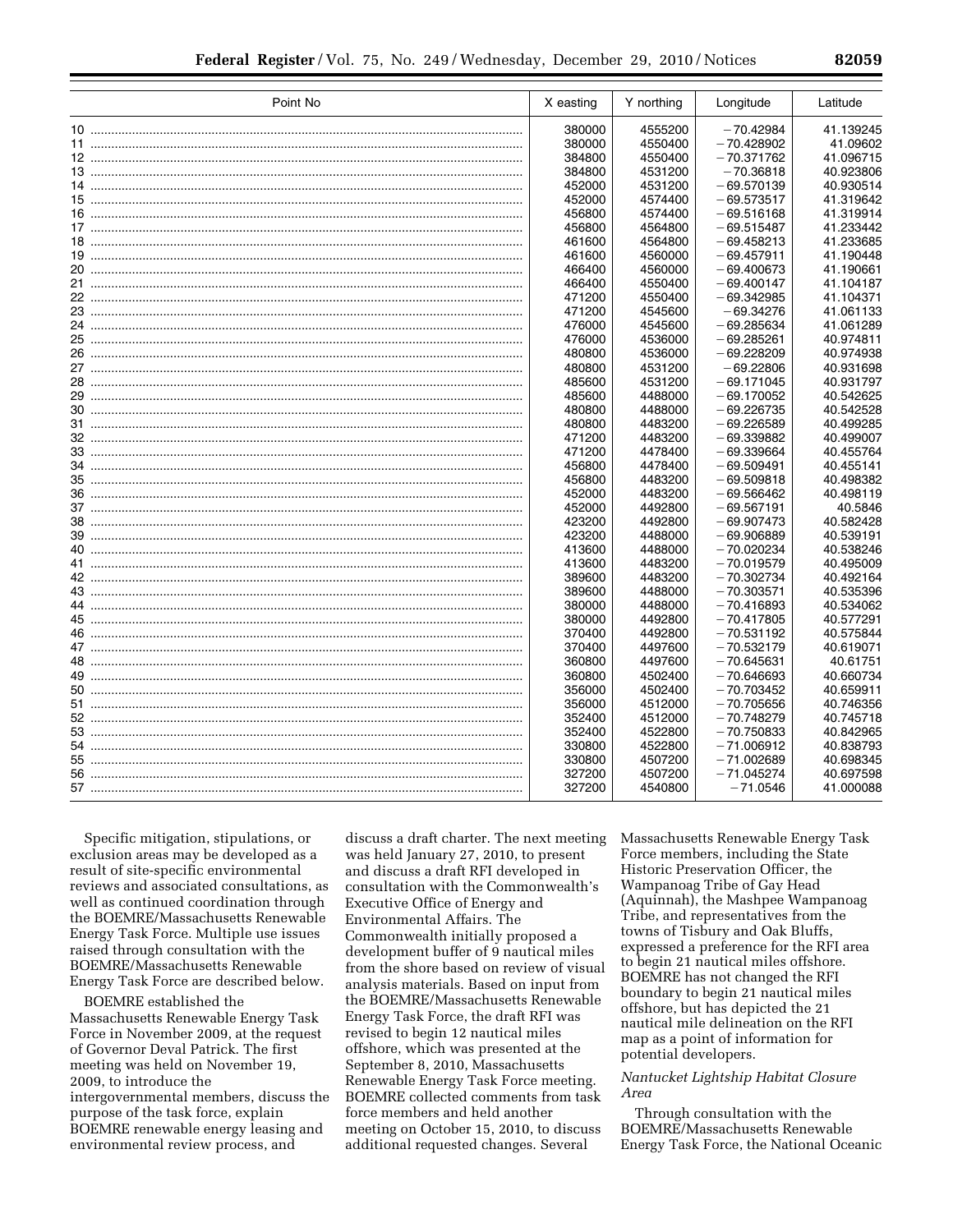| Point No | X easting | Y northing | Longitude | Latitude |
|---|---|---|---|---|
| 10 | 380000 | 4555200 | −70.42984 | 41.139245 |
| 11 | 380000 | 4550400 | −70.428902 | 41.09602 |
| 12 | 384800 | 4550400 | −70.371762 | 41.096715 |
| 13 | 384800 | 4531200 | −70.36818 | 40.923806 |
| 14 | 452000 | 4531200 | −69.570139 | 40.930514 |
| 15 | 452000 | 4574400 | −69.573517 | 41.319642 |
| 16 | 456800 | 4574400 | −69.516168 | 41.319914 |
| 17 | 456800 | 4564800 | −69.515487 | 41.233442 |
| 18 | 461600 | 4564800 | −69.458213 | 41.233685 |
| 19 | 461600 | 4560000 | −69.457911 | 41.190448 |
| 20 | 466400 | 4560000 | −69.400673 | 41.190661 |
| 21 | 466400 | 4550400 | −69.400147 | 41.104187 |
| 22 | 471200 | 4550400 | −69.342985 | 41.104371 |
| 23 | 471200 | 4545600 | −69.34276 | 41.061133 |
| 24 | 476000 | 4545600 | −69.285634 | 41.061289 |
| 25 | 476000 | 4536000 | −69.285261 | 40.974811 |
| 26 | 480800 | 4536000 | −69.228209 | 40.974938 |
| 27 | 480800 | 4531200 | −69.22806 | 40.931698 |
| 28 | 485600 | 4531200 | −69.171045 | 40.931797 |
| 29 | 485600 | 4488000 | −69.170052 | 40.542625 |
| 30 | 480800 | 4488000 | −69.226735 | 40.542528 |
| 31 | 480800 | 4483200 | −69.226589 | 40.499285 |
| 32 | 471200 | 4483200 | −69.339882 | 40.499007 |
| 33 | 471200 | 4478400 | −69.339664 | 40.455764 |
| 34 | 456800 | 4478400 | −69.509491 | 40.455141 |
| 35 | 456800 | 4483200 | −69.509818 | 40.498382 |
| 36 | 452000 | 4483200 | −69.566462 | 40.498119 |
| 37 | 452000 | 4492800 | −69.567191 | 40.5846 |
| 38 | 423200 | 4492800 | −69.907473 | 40.582428 |
| 39 | 423200 | 4488000 | −69.906889 | 40.539191 |
| 40 | 413600 | 4488000 | −70.020234 | 40.538246 |
| 41 | 413600 | 4483200 | −70.019579 | 40.495009 |
| 42 | 389600 | 4483200 | −70.302734 | 40.492164 |
| 43 | 389600 | 4488000 | −70.303571 | 40.535396 |
| 44 | 380000 | 4488000 | −70.416893 | 40.534062 |
| 45 | 380000 | 4492800 | −70.417805 | 40.577291 |
| 46 | 370400 | 4492800 | −70.531192 | 40.575844 |
| 47 | 370400 | 4497600 | −70.532179 | 40.619071 |
| 48 | 360800 | 4497600 | −70.645631 | 40.61751 |
| 49 | 360800 | 4502400 | −70.646693 | 40.660734 |
| 50 | 356000 | 4502400 | −70.703452 | 40.659911 |
| 51 | 356000 | 4512000 | −70.705656 | 40.746356 |
| 52 | 352400 | 4512000 | −70.748279 | 40.745718 |
| 53 | 352400 | 4522800 | −70.750833 | 40.842965 |
| 54 | 330800 | 4522800 | −71.006912 | 40.838793 |
| 55 | 330800 | 4507200 | −71.002689 | 40.698345 |
| 56 | 327200 | 4507200 | −71.045274 | 40.697598 |
| 57 | 327200 | 4540800 | −71.0546 | 41.000088 |

Specific mitigation, stipulations, or exclusion areas may be developed as a result of site-specific environmental reviews and associated consultations, as well as continued coordination through the BOEMRE/Massachusetts Renewable Energy Task Force. Multiple use issues raised through consultation with the BOEMRE/Massachusetts Renewable Energy Task Force are described below.

BOEMRE established the Massachusetts Renewable Energy Task Force in November 2009, at the request of Governor Deval Patrick. The first meeting was held on November 19, 2009, to introduce the intergovernmental members, discuss the purpose of the task force, explain BOEMRE renewable energy leasing and environmental review process, and discuss a draft charter. The next meeting was held January 27, 2010, to present and discuss a draft RFI developed in consultation with the Commonwealth's Executive Office of Energy and Environmental Affairs. The Commonwealth initially proposed a development buffer of 9 nautical miles from the shore based on review of visual analysis materials. Based on input from the BOEMRE/Massachusetts Renewable Energy Task Force, the draft RFI was revised to begin 12 nautical miles offshore, which was presented at the September 8, 2010, Massachusetts Renewable Energy Task Force meeting. BOEMRE collected comments from task force members and held another meeting on October 15, 2010, to discuss additional requested changes. Several Massachusetts Renewable Energy Task Force members, including the State Historic Preservation Officer, the Wampanoag Tribe of Gay Head (Aquinnah), the Mashpee Wampanoag Tribe, and representatives from the towns of Tisbury and Oak Bluffs, expressed a preference for the RFI area to begin 21 nautical miles offshore. BOEMRE has not changed the RFI boundary to begin 21 nautical miles offshore, but has depicted the 21 nautical mile delineation on the RFI map as a point of information for potential developers.

*Nantucket Lightship Habitat Closure Area*

Through consultation with the BOEMRE/Massachusetts Renewable Energy Task Force, the National Oceanic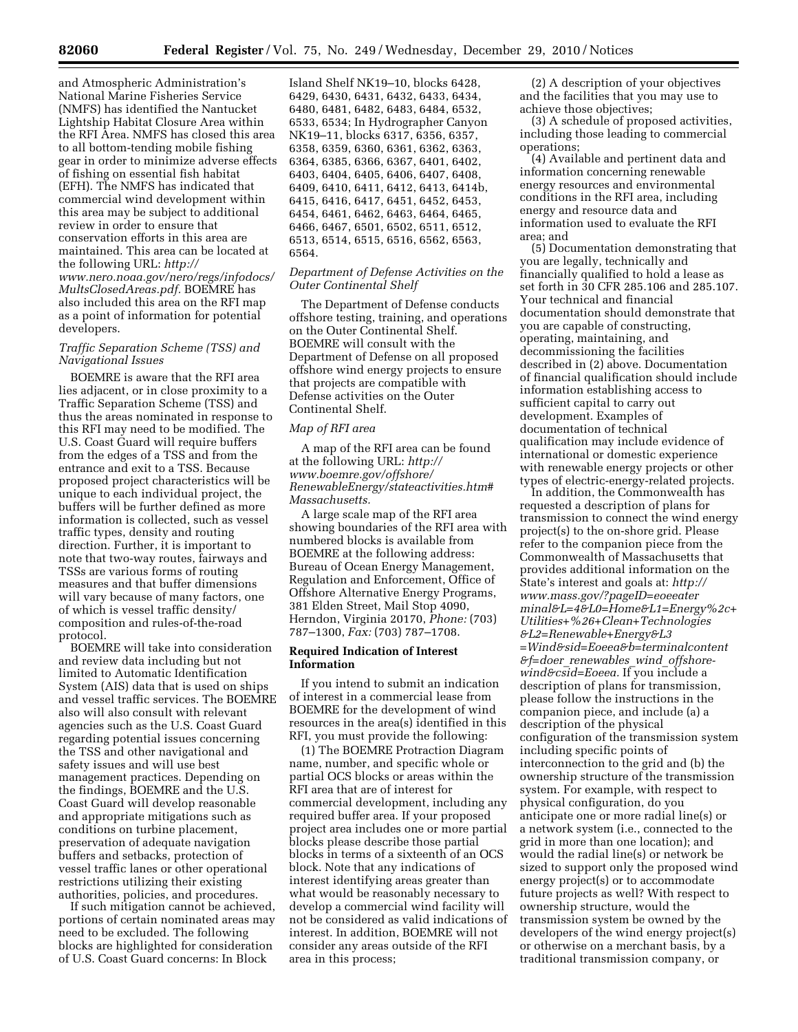and Atmospheric Administration's National Marine Fisheries Service (NMFS) has identified the Nantucket Lightship Habitat Closure Area within the RFI Area. NMFS has closed this area to all bottom-tending mobile fishing gear in order to minimize adverse effects of fishing on essential fish habitat (EFH). The NMFS has indicated that commercial wind development within this area may be subject to additional review in order to ensure that conservation efforts in this area are maintained. This area can be located at the following URL: *http://www.nero.noaa.gov/nero/regs/infodocs/MultsClosedAreas.pdf.* BOEMRE has also included this area on the RFI map as a point of information for potential developers.

*Traffic Separation Scheme (TSS) and Navigational Issues*

BOEMRE is aware that the RFI area lies adjacent, or in close proximity to a Traffic Separation Scheme (TSS) and thus the areas nominated in response to this RFI may need to be modified. The U.S. Coast Guard will require buffers from the edges of a TSS and from the entrance and exit to a TSS. Because proposed project characteristics will be unique to each individual project, the buffers will be further defined as more information is collected, such as vessel traffic types, density and routing direction. Further, it is important to note that two-way routes, fairways and TSSs are various forms of routing measures and that buffer dimensions will vary because of many factors, one of which is vessel traffic density/composition and rules-of-the-road protocol.

BOEMRE will take into consideration and review data including but not limited to Automatic Identification System (AIS) data that is used on ships and vessel traffic services. The BOEMRE also will also consult with relevant agencies such as the U.S. Coast Guard regarding potential issues concerning the TSS and other navigational and safety issues and will use best management practices. Depending on the findings, BOEMRE and the U.S. Coast Guard will develop reasonable and appropriate mitigations such as conditions on turbine placement, preservation of adequate navigation buffers and setbacks, protection of vessel traffic lanes or other operational restrictions utilizing their existing authorities, policies, and procedures.

If such mitigation cannot be achieved, portions of certain nominated areas may need to be excluded. The following blocks are highlighted for consideration of U.S. Coast Guard concerns: In Block Island Shelf NK19–10, blocks 6428, 6429, 6430, 6431, 6432, 6433, 6434, 6480, 6481, 6482, 6483, 6484, 6532, 6533, 6534; In Hydrographer Canyon NK19–11, blocks 6317, 6356, 6357, 6358, 6359, 6360, 6361, 6362, 6363, 6364, 6385, 6366, 6367, 6401, 6402, 6403, 6404, 6405, 6406, 6407, 6408, 6409, 6410, 6411, 6412, 6413, 6414b, 6415, 6416, 6417, 6451, 6452, 6453, 6454, 6461, 6462, 6463, 6464, 6465, 6466, 6467, 6501, 6502, 6511, 6512, 6513, 6514, 6515, 6516, 6562, 6563, 6564.

*Department of Defense Activities on the Outer Continental Shelf*

The Department of Defense conducts offshore testing, training, and operations on the Outer Continental Shelf. BOEMRE will consult with the Department of Defense on all proposed offshore wind energy projects to ensure that projects are compatible with Defense activities on the Outer Continental Shelf.

*Map of RFI area*

A map of the RFI area can be found at the following URL: *http://www.boemre.gov/offshore/RenewableEnergy/stateactivities.htm#Massachusetts.*

A large scale map of the RFI area showing boundaries of the RFI area with numbered blocks is available from BOEMRE at the following address: Bureau of Ocean Energy Management, Regulation and Enforcement, Office of Offshore Alternative Energy Programs, 381 Elden Street, Mail Stop 4090, Herndon, Virginia 20170, *Phone:* (703) 787–1300, *Fax:* (703) 787–1708.

**Required Indication of Interest Information**

If you intend to submit an indication of interest in a commercial lease from BOEMRE for the development of wind resources in the area(s) identified in this RFI, you must provide the following:

(1) The BOEMRE Protraction Diagram name, number, and specific whole or partial OCS blocks or areas within the RFI area that are of interest for commercial development, including any required buffer area. If your proposed project area includes one or more partial blocks please describe those partial blocks in terms of a sixteenth of an OCS block. Note that any indications of interest identifying areas greater than what would be reasonably necessary to develop a commercial wind facility will not be considered as valid indications of interest. In addition, BOEMRE will not consider any areas outside of the RFI area in this process;

(2) A description of your objectives and the facilities that you may use to achieve those objectives;

(3) A schedule of proposed activities, including those leading to commercial operations;

(4) Available and pertinent data and information concerning renewable energy resources and environmental conditions in the RFI area, including energy and resource data and information used to evaluate the RFI area; and

(5) Documentation demonstrating that you are legally, technically and financially qualified to hold a lease as set forth in 30 CFR 285.106 and 285.107. Your technical and financial documentation should demonstrate that you are capable of constructing, operating, maintaining, and decommissioning the facilities described in (2) above. Documentation of financial qualification should include information establishing access to sufficient capital to carry out development. Examples of documentation of technical qualification may include evidence of international or domestic experience with renewable energy projects or other types of electric-energy-related projects.

In addition, the Commonwealth has requested a description of plans for transmission to connect the wind energy project(s) to the on-shore grid. Please refer to the companion piece from the Commonwealth of Massachusetts that provides additional information on the State's interest and goals at: *http://www.mass.gov/?pageID=eoeeaterminal&L=4&L0=Home&L1=Energy%2c+Utilities+%26+Clean+Technologies&L2=Renewable+Energy&L3=Wind&sid=Eoeea&b=terminalcontent&f=doer_renewables_wind_offshore-wind&csid=Eoeea.* If you include a description of plans for transmission, please follow the instructions in the companion piece, and include (a) a description of the physical configuration of the transmission system including specific points of interconnection to the grid and (b) the ownership structure of the transmission system. For example, with respect to physical configuration, do you anticipate one or more radial line(s) or a network system (i.e., connected to the grid in more than one location); and would the radial line(s) or network be sized to support only the proposed wind energy project(s) or to accommodate future projects as well? With respect to ownership structure, would the transmission system be owned by the developers of the wind energy project(s) or otherwise on a merchant basis, by a traditional transmission company, or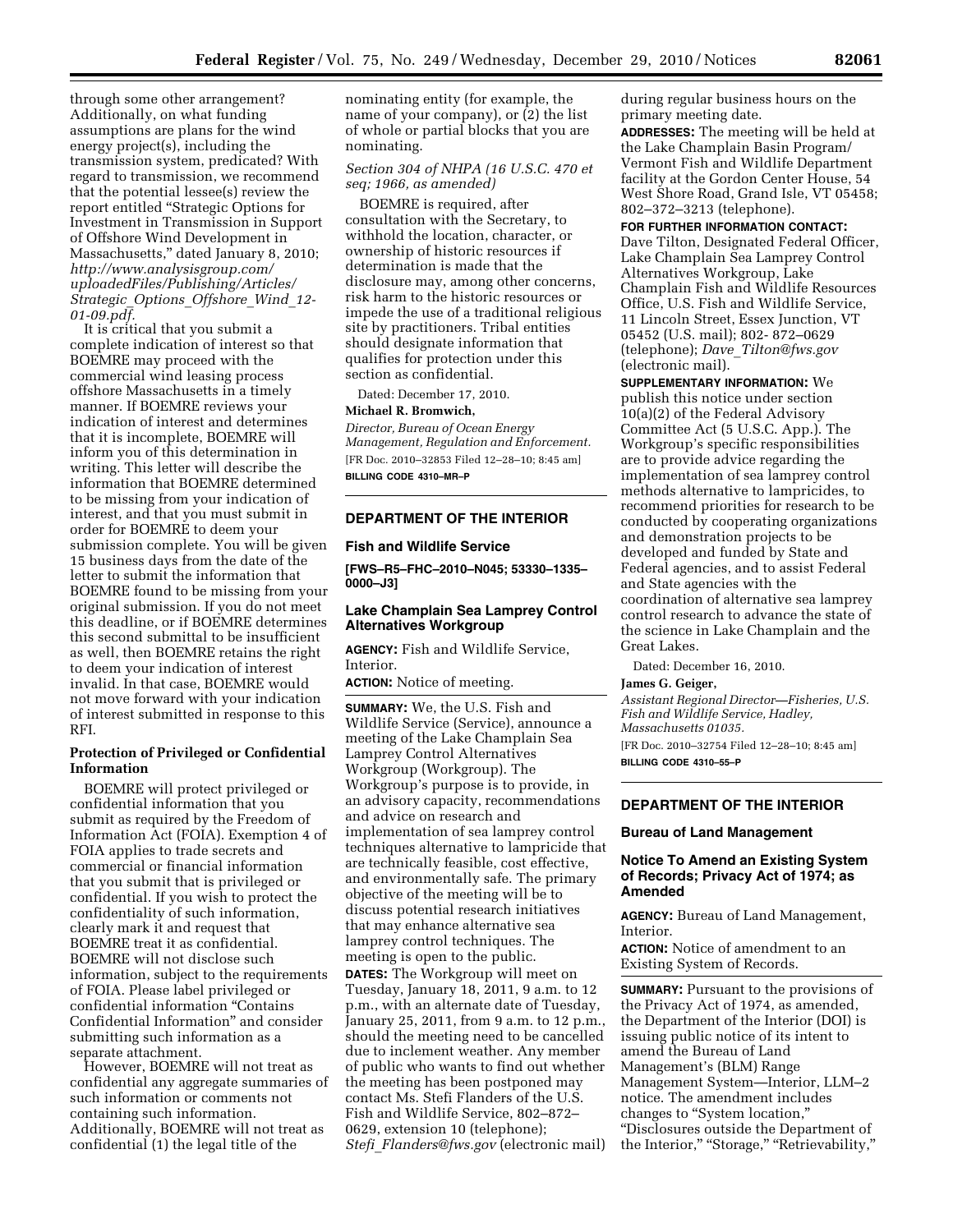through some other arrangement? Additionally, on what funding assumptions are plans for the wind energy project(s), including the transmission system, predicated? With regard to transmission, we recommend that the potential lessee(s) review the report entitled "Strategic Options for Investment in Transmission in Support of Offshore Wind Development in Massachusetts," dated January 8, 2010; *http://www.analysisgroup.com/uploadedFiles/Publishing/Articles/Strategic_Options_Offshore_Wind_12-01-09.pdf.*

It is critical that you submit a complete indication of interest so that BOEMRE may proceed with the commercial wind leasing process offshore Massachusetts in a timely manner. If BOEMRE reviews your indication of interest and determines that it is incomplete, BOEMRE will inform you of this determination in writing. This letter will describe the information that BOEMRE determined to be missing from your indication of interest, and that you must submit in order for BOEMRE to deem your submission complete. You will be given 15 business days from the date of the letter to submit the information that BOEMRE found to be missing from your original submission. If you do not meet this deadline, or if BOEMRE determines this second submittal to be insufficient as well, then BOEMRE retains the right to deem your indication of interest invalid. In that case, BOEMRE would not move forward with your indication of interest submitted in response to this RFI.

### Protection of Privileged or Confidential Information

BOEMRE will protect privileged or confidential information that you submit as required by the Freedom of Information Act (FOIA). Exemption 4 of FOIA applies to trade secrets and commercial or financial information that you submit that is privileged or confidential. If you wish to protect the confidentiality of such information, clearly mark it and request that BOEMRE treat it as confidential. BOEMRE will not disclose such information, subject to the requirements of FOIA. Please label privileged or confidential information "Contains Confidential Information" and consider submitting such information as a separate attachment.

However, BOEMRE will not treat as confidential any aggregate summaries of such information or comments not containing such information. Additionally, BOEMRE will not treat as confidential (1) the legal title of the nominating entity (for example, the name of your company), or (2) the list of whole or partial blocks that you are nominating.

*Section 304 of NHPA (16 U.S.C. 470 et seq; 1966, as amended)*

BOEMRE is required, after consultation with the Secretary, to withhold the location, character, or ownership of historic resources if determination is made that the disclosure may, among other concerns, risk harm to the historic resources or impede the use of a traditional religious site by practitioners. Tribal entities should designate information that qualifies for protection under this section as confidential.

Dated: December 17, 2010.

**Michael R. Bromwich,**

*Director, Bureau of Ocean Energy Management, Regulation and Enforcement.*

[FR Doc. 2010–32853 Filed 12–28–10; 8:45 am]

**BILLING CODE 4310–MR–P**

## DEPARTMENT OF THE INTERIOR

### Fish and Wildlife Service

**[FWS–R5–FHC–2010–N045; 53330–1335–0000–J3]**

### Lake Champlain Sea Lamprey Control Alternatives Workgroup

**AGENCY:** Fish and Wildlife Service, Interior.

**ACTION:** Notice of meeting.

**SUMMARY:** We, the U.S. Fish and Wildlife Service (Service), announce a meeting of the Lake Champlain Sea Lamprey Control Alternatives Workgroup (Workgroup). The Workgroup's purpose is to provide, in an advisory capacity, recommendations and advice on research and implementation of sea lamprey control techniques alternative to lampricide that are technically feasible, cost effective, and environmentally safe. The primary objective of the meeting will be to discuss potential research initiatives that may enhance alternative sea lamprey control techniques. The meeting is open to the public.

**DATES:** The Workgroup will meet on Tuesday, January 18, 2011, 9 a.m. to 12 p.m., with an alternate date of Tuesday, January 25, 2011, from 9 a.m. to 12 p.m., should the meeting need to be cancelled due to inclement weather. Any member of public who wants to find out whether the meeting has been postponed may contact Ms. Stefi Flanders of the U.S. Fish and Wildlife Service, 802–872–0629, extension 10 (telephone); *Stefi_Flanders@fws.gov* (electronic mail) during regular business hours on the primary meeting date.

**ADDRESSES:** The meeting will be held at the Lake Champlain Basin Program/Vermont Fish and Wildlife Department facility at the Gordon Center House, 54 West Shore Road, Grand Isle, VT 05458; 802–372–3213 (telephone).

**FOR FURTHER INFORMATION CONTACT:** Dave Tilton, Designated Federal Officer, Lake Champlain Sea Lamprey Control Alternatives Workgroup, Lake Champlain Fish and Wildlife Resources Office, U.S. Fish and Wildlife Service, 11 Lincoln Street, Essex Junction, VT 05452 (U.S. mail); 802- 872–0629 (telephone); *Dave_Tilton@fws.gov* (electronic mail).

**SUPPLEMENTARY INFORMATION:** We publish this notice under section 10(a)(2) of the Federal Advisory Committee Act (5 U.S.C. App.). The Workgroup's specific responsibilities are to provide advice regarding the implementation of sea lamprey control methods alternative to lampricides, to recommend priorities for research to be conducted by cooperating organizations and demonstration projects to be developed and funded by State and Federal agencies, and to assist Federal and State agencies with the coordination of alternative sea lamprey control research to advance the state of the science in Lake Champlain and the Great Lakes.

Dated: December 16, 2010.

**James G. Geiger,**

*Assistant Regional Director—Fisheries, U.S. Fish and Wildlife Service, Hadley, Massachusetts 01035.*

[FR Doc. 2010–32754 Filed 12–28–10; 8:45 am]

**BILLING CODE 4310–55–P**

## DEPARTMENT OF THE INTERIOR

### Bureau of Land Management

### Notice To Amend an Existing System of Records; Privacy Act of 1974; as Amended

**AGENCY:** Bureau of Land Management, Interior.

**ACTION:** Notice of amendment to an Existing System of Records.

**SUMMARY:** Pursuant to the provisions of the Privacy Act of 1974, as amended, the Department of the Interior (DOI) is issuing public notice of its intent to amend the Bureau of Land Management's (BLM) Range Management System—Interior, LLM–2 notice. The amendment includes changes to "System location," "Disclosures outside the Department of the Interior," "Storage," "Retrievability,"